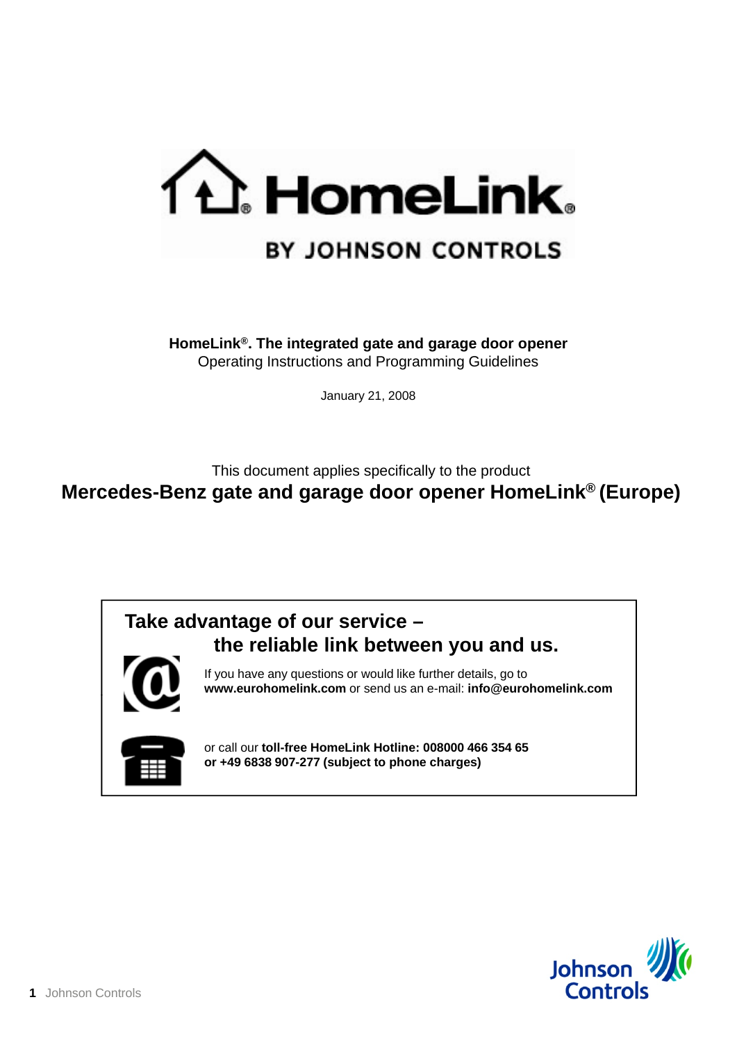**HomeLink®. The integrated gate and garage door opener**
Operating Instructions and Programming Guidelines

January 21, 2008

This document applies specifically to the product

# Mercedes-Benz gate and garage door opener HomeLink® (Europe)

## Take advantage of our service – the reliable link between you and us.

If you have any questions or would like further details, go to **www.eurohomelink.com** or send us an e-mail: **info@eurohomelink.com**

or call our **toll-free HomeLink Hotline: 008000 466 354 65**
**or +49 6838 907-277 (subject to phone charges)**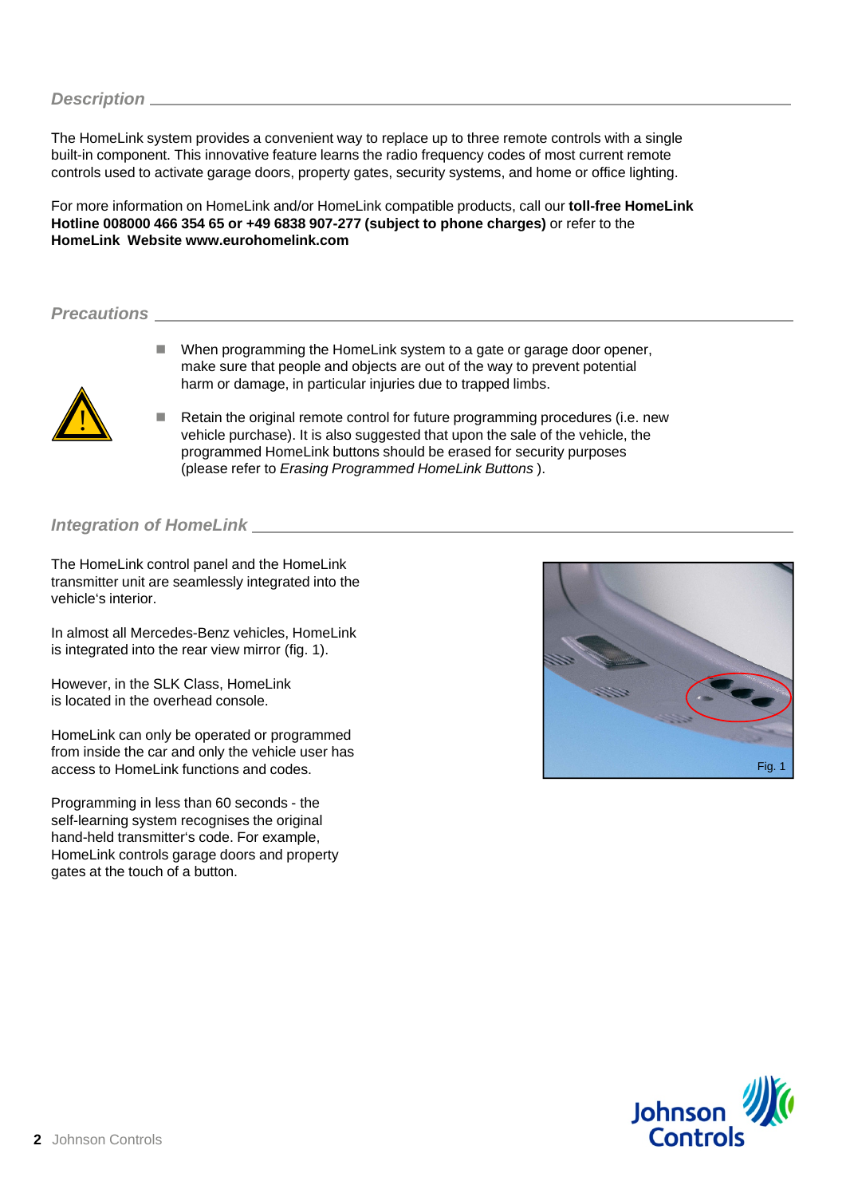## *Description*

The HomeLink system provides a convenient way to replace up to three remote controls with a single built-in component. This innovative feature learns the radio frequency codes of most current remote controls used to activate garage doors, property gates, security systems, and home or office lighting.

For more information on HomeLink and/or HomeLink compatible products, call our **toll-free HomeLink Hotline 008000 466 354 65 or +49 6838 907-277 (subject to phone charges)** or refer to the **HomeLink Website www.eurohomelink.com**

## *Precautions*

- When programming the HomeLink system to a gate or garage door opener, make sure that people and objects are out of the way to prevent potential harm or damage, in particular injuries due to trapped limbs.
- Retain the original remote control for future programming procedures (i.e. new vehicle purchase). It is also suggested that upon the sale of the vehicle, the programmed HomeLink buttons should be erased for security purposes (please refer to *Erasing Programmed HomeLink Buttons* ).

## *Integration of HomeLink*

The HomeLink control panel and the HomeLink transmitter unit are seamlessly integrated into the vehicle's interior.

In almost all Mercedes-Benz vehicles, HomeLink is integrated into the rear view mirror (fig. 1).

However, in the SLK Class, HomeLink is located in the overhead console.

HomeLink can only be operated or programmed from inside the car and only the vehicle user has access to HomeLink functions and codes.

Programming in less than 60 seconds - the self-learning system recognises the original hand-held transmitter's code. For example, HomeLink controls garage doors and property gates at the touch of a button.

Fig. 1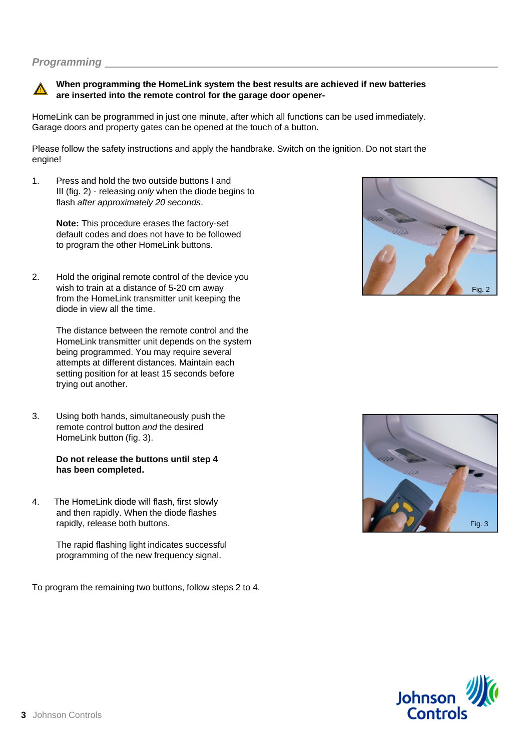## *Programming*

⚠ **When programming the HomeLink system the best results are achieved if new batteries are inserted into the remote control for the garage door opener-**

HomeLink can be programmed in just one minute, after which all functions can be used immediately. Garage doors and property gates can be opened at the touch of a button.

Please follow the safety instructions and apply the handbrake. Switch on the ignition. Do not start the engine!

1. Press and hold the two outside buttons I and III (fig. 2) - releasing *only* when the diode begins to flash *after approximately 20 seconds*.

   **Note:** This procedure erases the factory-set default codes and does not have to be followed to program the other HomeLink buttons.

2. Hold the original remote control of the device you wish to train at a distance of 5-20 cm away from the HomeLink transmitter unit keeping the diode in view all the time.

   The distance between the remote control and the HomeLink transmitter unit depends on the system being programmed. You may require several attempts at different distances. Maintain each setting position for at least 15 seconds before trying out another.

3. Using both hands, simultaneously push the remote control button *and* the desired HomeLink button (fig. 3).

   **Do not release the buttons until step 4 has been completed.**

4. The HomeLink diode will flash, first slowly and then rapidly. When the diode flashes rapidly, release both buttons.

   The rapid flashing light indicates successful programming of the new frequency signal.

Fig. 2

Fig. 3

To program the remaining two buttons, follow steps 2 to 4.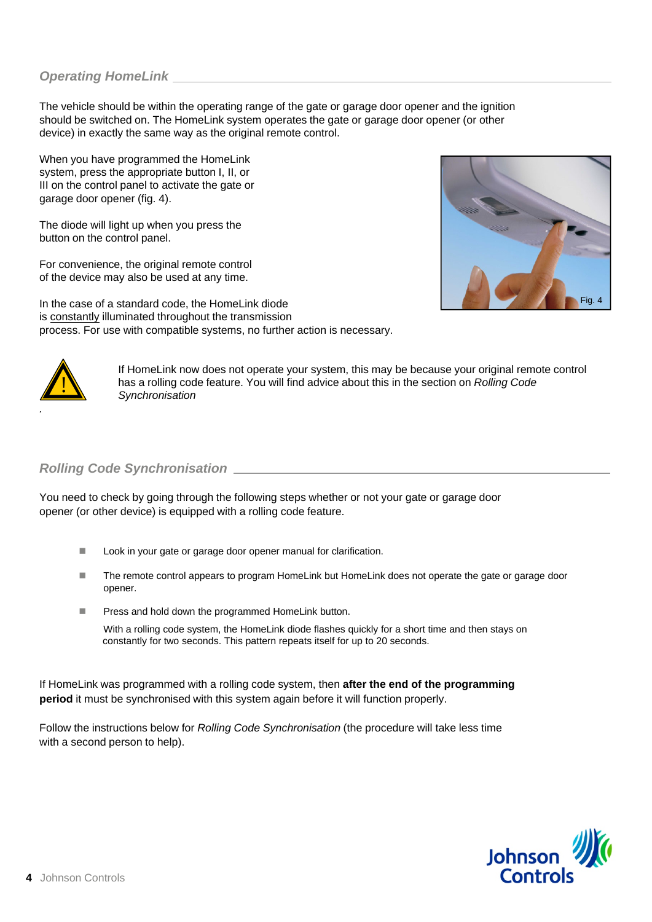## *Operating HomeLink*

The vehicle should be within the operating range of the gate or garage door opener and the ignition should be switched on. The HomeLink system operates the gate or garage door opener (or other device) in exactly the same way as the original remote control.

When you have programmed the HomeLink system, press the appropriate button I, II, or III on the control panel to activate the gate or garage door opener (fig. 4).

The diode will light up when you press the button on the control panel.

For convenience, the original remote control of the device may also be used at any time.

Fig. 4

In the case of a standard code, the HomeLink diode is constantly illuminated throughout the transmission process. For use with compatible systems, no further action is necessary.

If HomeLink now does not operate your system, this may be because your original remote control has a rolling code feature. You will find advice about this in the section on *Rolling Code Synchronisation*

.

## *Rolling Code Synchronisation*

You need to check by going through the following steps whether or not your gate or garage door opener (or other device) is equipped with a rolling code feature.

- Look in your gate or garage door opener manual for clarification.
- The remote control appears to program HomeLink but HomeLink does not operate the gate or garage door opener.
- Press and hold down the programmed HomeLink button.

  With a rolling code system, the HomeLink diode flashes quickly for a short time and then stays on constantly for two seconds. This pattern repeats itself for up to 20 seconds.

If HomeLink was programmed with a rolling code system, then **after the end of the programming period** it must be synchronised with this system again before it will function properly.

Follow the instructions below for *Rolling Code Synchronisation* (the procedure will take less time with a second person to help).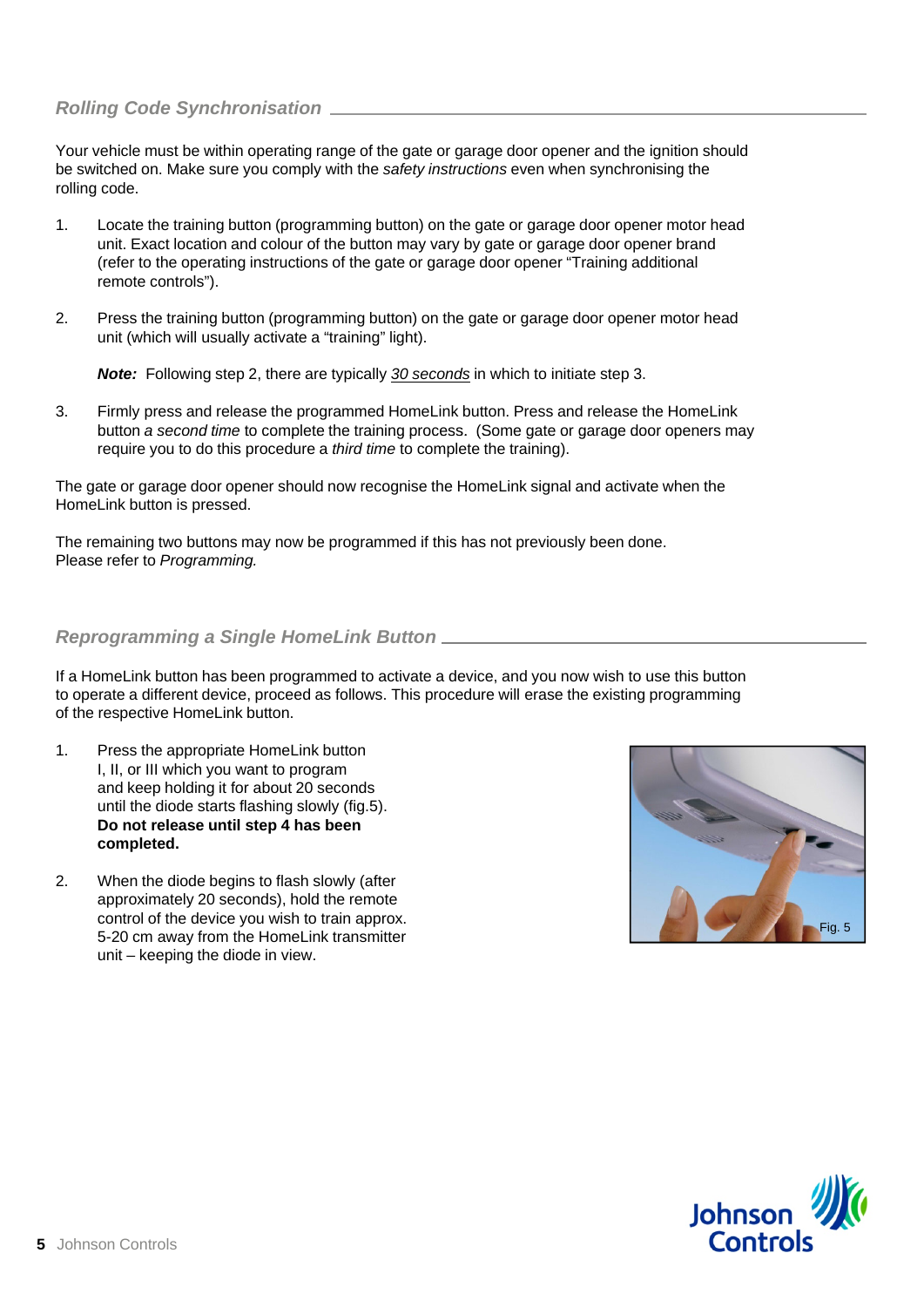## *Rolling Code Synchronisation*

Your vehicle must be within operating range of the gate or garage door opener and the ignition should be switched on. Make sure you comply with the *safety instructions* even when synchronising the rolling code.

1. Locate the training button (programming button) on the gate or garage door opener motor head unit. Exact location and colour of the button may vary by gate or garage door opener brand (refer to the operating instructions of the gate or garage door opener "Training additional remote controls").

2. Press the training button (programming button) on the gate or garage door opener motor head unit (which will usually activate a "training" light).

   ***Note:*** Following step 2, there are typically *30 seconds* in which to initiate step 3.

3. Firmly press and release the programmed HomeLink button. Press and release the HomeLink button *a second time* to complete the training process. (Some gate or garage door openers may require you to do this procedure a *third time* to complete the training).

The gate or garage door opener should now recognise the HomeLink signal and activate when the HomeLink button is pressed.

The remaining two buttons may now be programmed if this has not previously been done. Please refer to *Programming.*

## *Reprogramming a Single HomeLink Button*

If a HomeLink button has been programmed to activate a device, and you now wish to use this button to operate a different device, proceed as follows. This procedure will erase the existing programming of the respective HomeLink button.

1. Press the appropriate HomeLink button I, II, or III which you want to program and keep holding it for about 20 seconds until the diode starts flashing slowly (fig.5). **Do not release until step 4 has been completed.**

2. When the diode begins to flash slowly (after approximately 20 seconds), hold the remote control of the device you wish to train approx. 5-20 cm away from the HomeLink transmitter unit – keeping the diode in view.

Fig. 5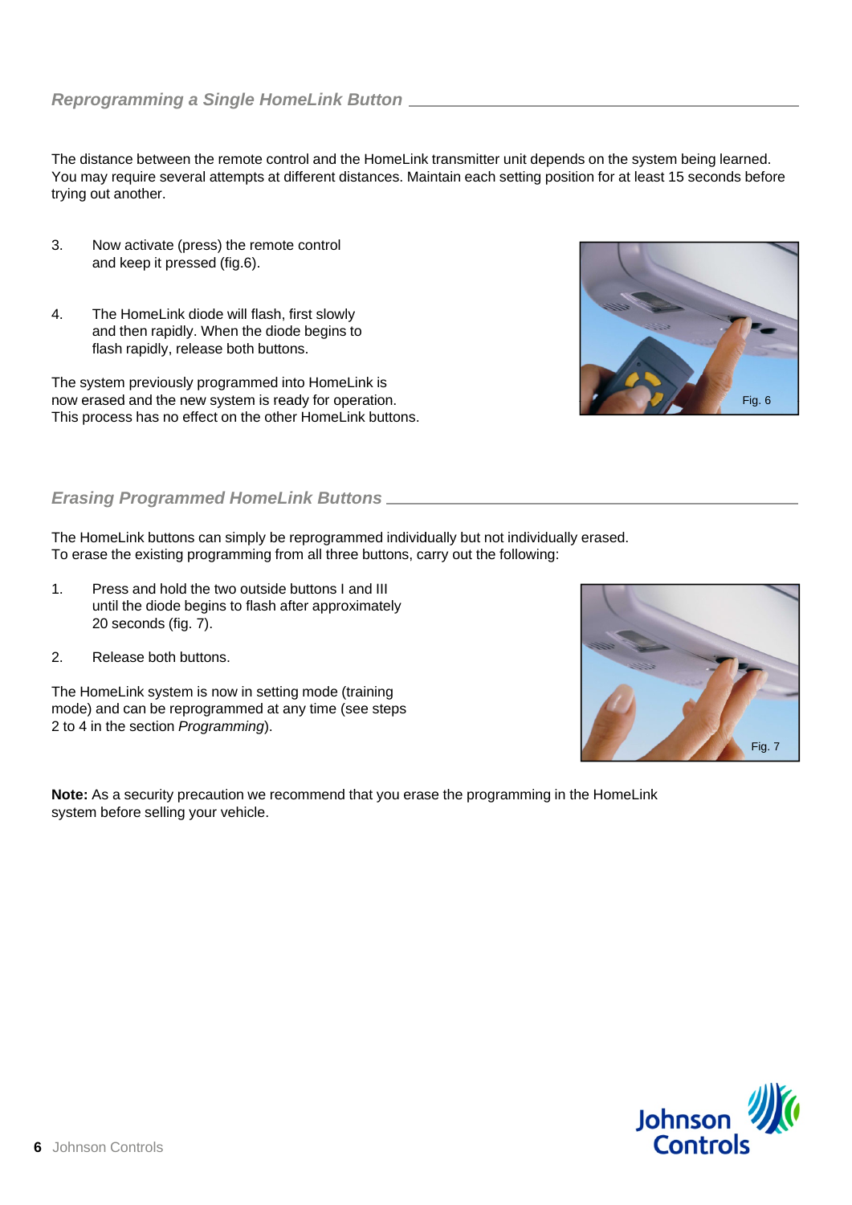## *Reprogramming a Single HomeLink Button*

The distance between the remote control and the HomeLink transmitter unit depends on the system being learned. You may require several attempts at different distances. Maintain each setting position for at least 15 seconds before trying out another.

3. Now activate (press) the remote control and keep it pressed (fig.6).

4. The HomeLink diode will flash, first slowly and then rapidly. When the diode begins to flash rapidly, release both buttons.

The system previously programmed into HomeLink is now erased and the new system is ready for operation. This process has no effect on the other HomeLink buttons.

Fig. 6

## *Erasing Programmed HomeLink Buttons*

The HomeLink buttons can simply be reprogrammed individually but not individually erased. To erase the existing programming from all three buttons, carry out the following:

1. Press and hold the two outside buttons I and III until the diode begins to flash after approximately 20 seconds (fig. 7).

2. Release both buttons.

The HomeLink system is now in setting mode (training mode) and can be reprogrammed at any time (see steps 2 to 4 in the section *Programming*).

Fig. 7

**Note:** As a security precaution we recommend that you erase the programming in the HomeLink system before selling your vehicle.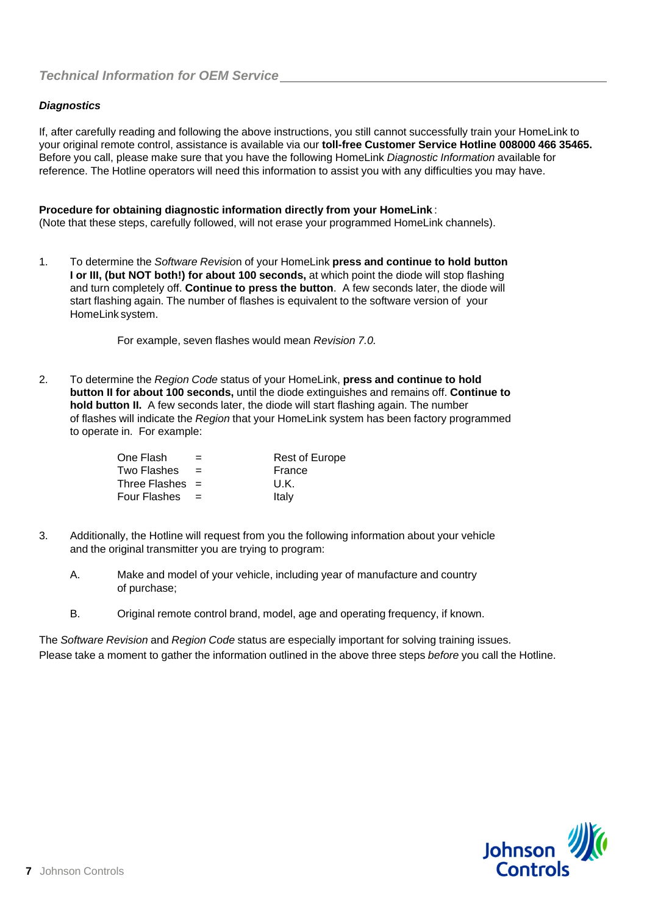## Technical Information for OEM Service

### *Diagnostics*

If, after carefully reading and following the above instructions, you still cannot successfully train your HomeLink to your original remote control, assistance is available via our **toll-free Customer Service Hotline 008000 466 35465.** Before you call, please make sure that you have the following HomeLink *Diagnostic Information* available for reference. The Hotline operators will need this information to assist you with any difficulties you may have.

**Procedure for obtaining diagnostic information directly from your HomeLink**:
(Note that these steps, carefully followed, will not erase your programmed HomeLink channels).

1. To determine the *Software Revision* of your HomeLink **press and continue to hold button I or III, (but NOT both!) for about 100 seconds,** at which point the diode will stop flashing and turn completely off. **Continue to press the button**. A few seconds later, the diode will start flashing again. The number of flashes is equivalent to the software version of your HomeLink system.

   For example, seven flashes would mean *Revision 7.0.*

2. To determine the *Region Code* status of your HomeLink, **press and continue to hold button II for about 100 seconds,** until the diode extinguishes and remains off. **Continue to hold button II.** A few seconds later, the diode will start flashing again. The number of flashes will indicate the *Region* that your HomeLink system has been factory programmed to operate in. For example:

| | | |
|---|---|---|
| One Flash | = | Rest of Europe |
| Two Flashes | = | France |
| Three Flashes | = | U.K. |
| Four Flashes | = | Italy |

3. Additionally, the Hotline will request from you the following information about your vehicle and the original transmitter you are trying to program:

   A. Make and model of your vehicle, including year of manufacture and country of purchase;

   B. Original remote control brand, model, age and operating frequency, if known.

The *Software Revision* and *Region Code* status are especially important for solving training issues. Please take a moment to gather the information outlined in the above three steps *before* you call the Hotline.